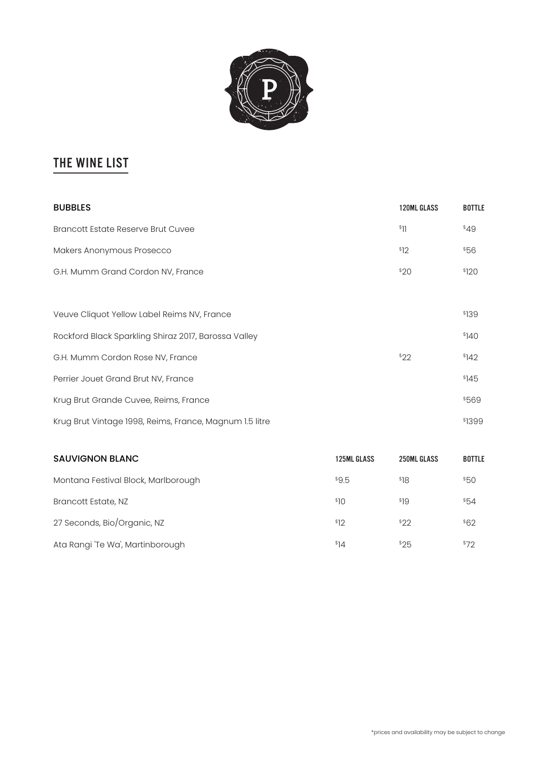# THE WINE LIST

| BUBBLES | 120ML GLASS | BOTTLE |
|---|---|---|
| Brancott Estate Reserve Brut Cuvee | $11 | $49 |
| Makers Anonymous Prosecco | $12 | $56 |
| G.H. Mumm Grand Cordon NV, France | $20 | $120 |
| | | |
| Veuve Cliquot Yellow Label Reims NV, France | | $139 |
| Rockford Black Sparkling Shiraz 2017, Barossa Valley | | $140 |
| G.H. Mumm Cordon Rose NV, France | $22 | $142 |
| Perrier Jouet Grand Brut NV, France | | $145 |
| Krug Brut Grande Cuvee, Reims, France | | $569 |
| Krug Brut Vintage 1998, Reims, France, Magnum 1.5 litre | | $1399 |

| SAUVIGNON BLANC | 125ML GLASS | 250ML GLASS | BOTTLE |
|---|---|---|---|
| Montana Festival Block, Marlborough | $9.5 | $18 | $50 |
| Brancott Estate, NZ | $10 | $19 | $54 |
| 27 Seconds, Bio/Organic, NZ | $12 | $22 | $62 |
| Ata Rangi 'Te Wa', Martinborough | $14 | $25 | $72 |

*prices and availability may be subject to change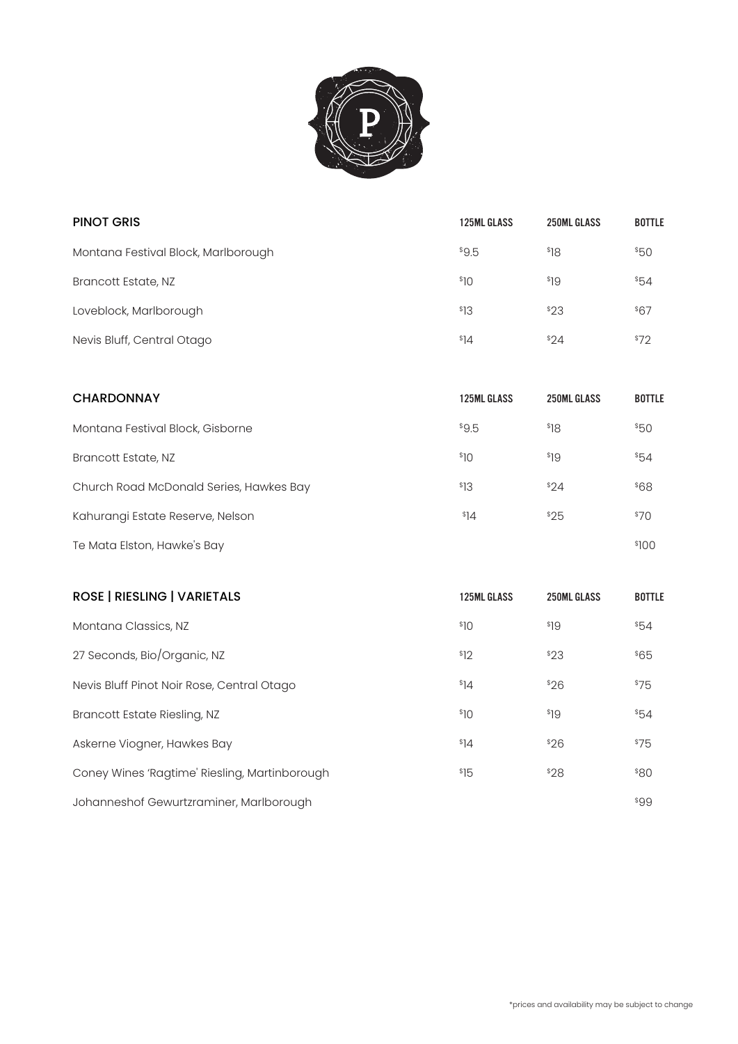| PINOT GRIS | 125ML GLASS | 250ML GLASS | BOTTLE |
|---|---|---|---|
| Montana Festival Block, Marlborough | $9.5 | $18 | $50 |
| Brancott Estate, NZ | $10 | $19 | $54 |
| Loveblock, Marlborough | $13 | $23 | $67 |
| Nevis Bluff, Central Otago | $14 | $24 | $72 |

| CHARDONNAY | 125ML GLASS | 250ML GLASS | BOTTLE |
|---|---|---|---|
| Montana Festival Block, Gisborne | $9.5 | $18 | $50 |
| Brancott Estate, NZ | $10 | $19 | $54 |
| Church Road McDonald Series, Hawkes Bay | $13 | $24 | $68 |
| Kahurangi Estate Reserve, Nelson | $14 | $25 | $70 |
| Te Mata Elston, Hawke's Bay | | | $100 |

| ROSE \| RIESLING \| VARIETALS | 125ML GLASS | 250ML GLASS | BOTTLE |
|---|---|---|---|
| Montana Classics, NZ | $10 | $19 | $54 |
| 27 Seconds, Bio/Organic, NZ | $12 | $23 | $65 |
| Nevis Bluff Pinot Noir Rose, Central Otago | $14 | $26 | $75 |
| Brancott Estate Riesling, NZ | $10 | $19 | $54 |
| Askerne Viogner, Hawkes Bay | $14 | $26 | $75 |
| Coney Wines 'Ragtime' Riesling, Martinborough | $15 | $28 | $80 |
| Johanneshof Gewurtzraminer, Marlborough | | | $99 |

*prices and availability may be subject to change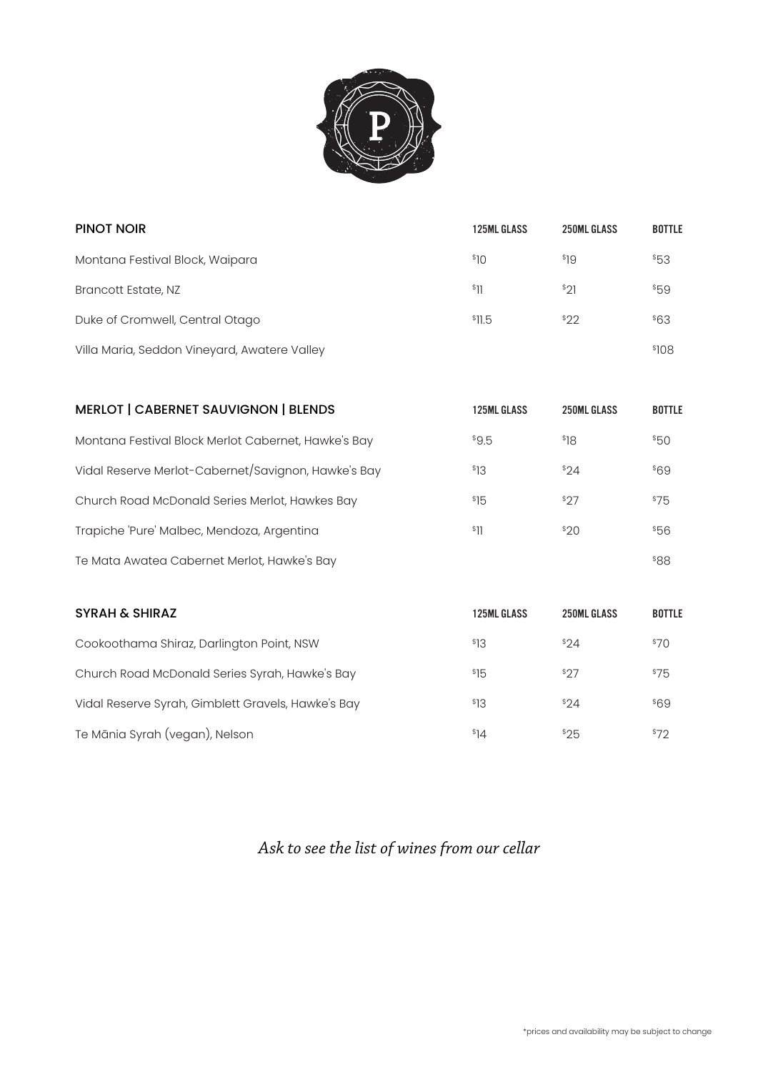| PINOT NOIR | 125ML GLASS | 250ML GLASS | BOTTLE |
|---|---|---|---|
| Montana Festival Block, Waipara | $10 | $19 | $53 |
| Brancott Estate, NZ | $11 | $21 | $59 |
| Duke of Cromwell, Central Otago | $11.5 | $22 | $63 |
| Villa Maria, Seddon Vineyard, Awatere Valley | | | $108 |

| MERLOT \| CABERNET SAUVIGNON \| BLENDS | 125ML GLASS | 250ML GLASS | BOTTLE |
|---|---|---|---|
| Montana Festival Block Merlot Cabernet, Hawke's Bay | $9.5 | $18 | $50 |
| Vidal Reserve Merlot-Cabernet/Savignon, Hawke's Bay | $13 | $24 | $69 |
| Church Road McDonald Series Merlot, Hawkes Bay | $15 | $27 | $75 |
| Trapiche 'Pure' Malbec, Mendoza, Argentina | $11 | $20 | $56 |
| Te Mata Awatea Cabernet Merlot, Hawke's Bay | | | $88 |

| SYRAH & SHIRAZ | 125ML GLASS | 250ML GLASS | BOTTLE |
|---|---|---|---|
| Cookoothama Shiraz, Darlington Point, NSW | $13 | $24 | $70 |
| Church Road McDonald Series Syrah, Hawke's Bay | $15 | $27 | $75 |
| Vidal Reserve Syrah, Gimblett Gravels, Hawke's Bay | $13 | $24 | $69 |
| Te Mānia Syrah (vegan), Nelson | $14 | $25 | $72 |

*Ask to see the list of wines from our cellar*

*prices and availability may be subject to change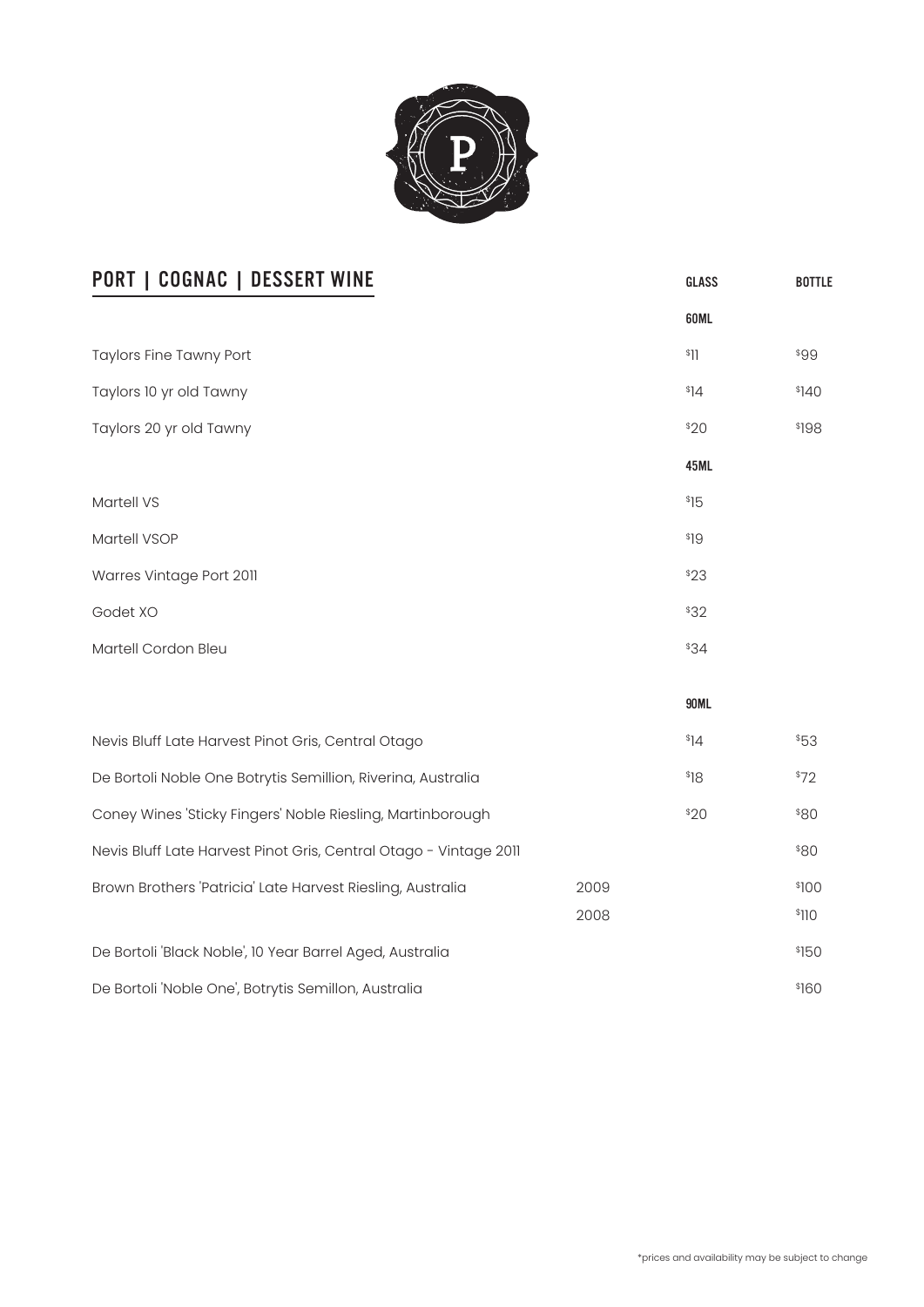## PORT | COGNAC | DESSERT WINE

| | | GLASS | BOTTLE |
|---|---|---|---|
| | | 60ML | |
| Taylors Fine Tawny Port | | $11 | $99 |
| Taylors 10 yr old Tawny | | $14 | $140 |
| Taylors 20 yr old Tawny | | $20 | $198 |
| | | 45ML | |
| Martell VS | | $15 | |
| Martell VSOP | | $19 | |
| Warres Vintage Port 2011 | | $23 | |
| Godet XO | | $32 | |
| Martell Cordon Bleu | | $34 | |
| | | 90ML | |
| Nevis Bluff Late Harvest Pinot Gris, Central Otago | | $14 | $53 |
| De Bortoli Noble One Botrytis Semillion, Riverina, Australia | | $18 | $72 |
| Coney Wines 'Sticky Fingers' Noble Riesling, Martinborough | | $20 | $80 |
| Nevis Bluff Late Harvest Pinot Gris, Central Otago - Vintage 2011 | | | $80 |
| Brown Brothers 'Patricia' Late Harvest Riesling, Australia | 2009 | | $100 |
| | 2008 | | $110 |
| De Bortoli 'Black Noble', 10 Year Barrel Aged, Australia | | | $150 |
| De Bortoli 'Noble One', Botrytis Semillon, Australia | | | $160 |

*prices and availability may be subject to change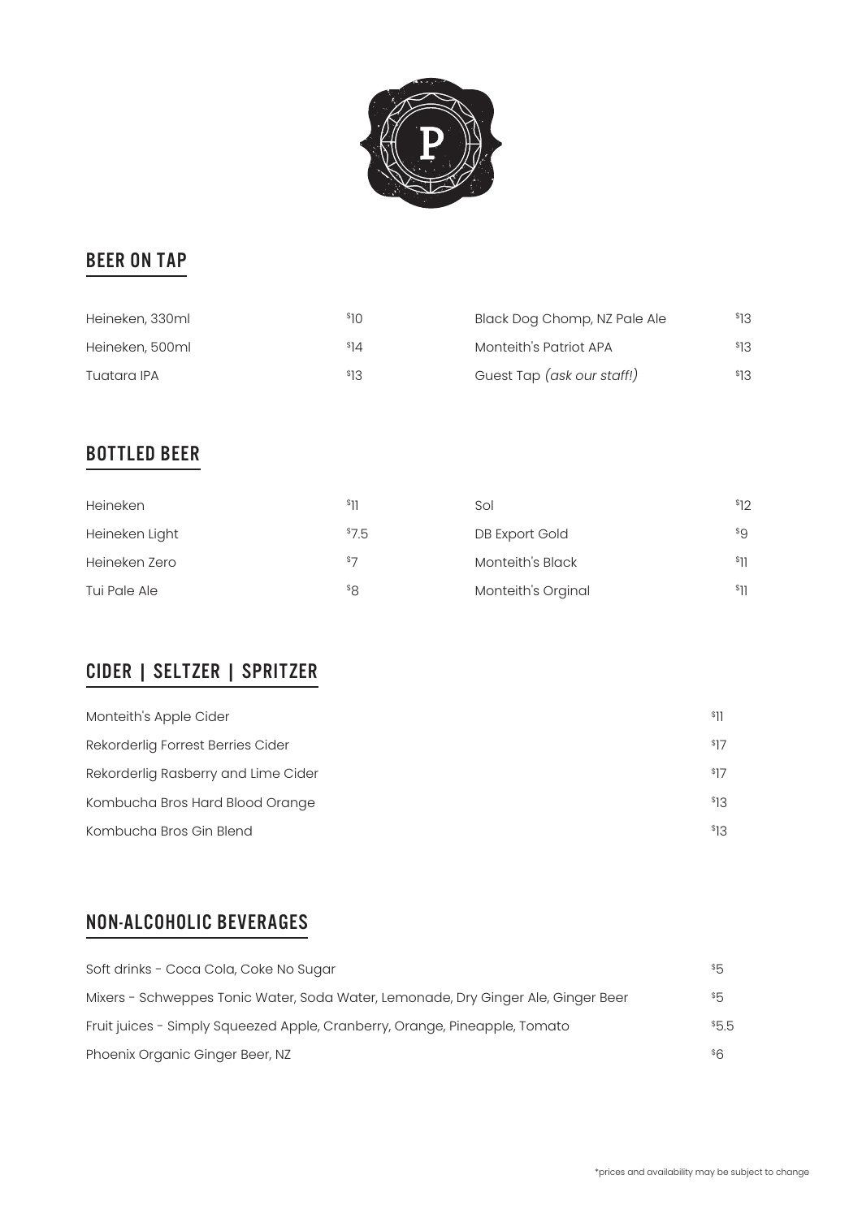## BEER ON TAP

| | | | |
|---|---|---|---|
| Heineken, 330ml | $10 | Black Dog Chomp, NZ Pale Ale | $13 |
| Heineken, 500ml | $14 | Monteith's Patriot APA | $13 |
| Tuatara IPA | $13 | Guest Tap *(ask our staff!)* | $13 |

## BOTTLED BEER

| | | | |
|---|---|---|---|
| Heineken | $11 | Sol | $12 |
| Heineken Light | $7.5 | DB Export Gold | $9 |
| Heineken Zero | $7 | Monteith's Black | $11 |
| Tui Pale Ale | $8 | Monteith's Orginal | $11 |

## CIDER | SELTZER | SPRITZER

| | |
|---|---|
| Monteith's Apple Cider | $11 |
| Rekorderlig Forrest Berries Cider | $17 |
| Rekorderlig Rasberry and Lime Cider | $17 |
| Kombucha Bros Hard Blood Orange | $13 |
| Kombucha Bros Gin Blend | $13 |

## NON-ALCOHOLIC BEVERAGES

| | |
|---|---|
| Soft drinks - Coca Cola, Coke No Sugar | $5 |
| Mixers - Schweppes Tonic Water, Soda Water, Lemonade, Dry Ginger Ale, Ginger Beer | $5 |
| Fruit juices - Simply Squeezed Apple, Cranberry, Orange, Pineapple, Tomato | $5.5 |
| Phoenix Organic Ginger Beer, NZ | $6 |

*prices and availability may be subject to change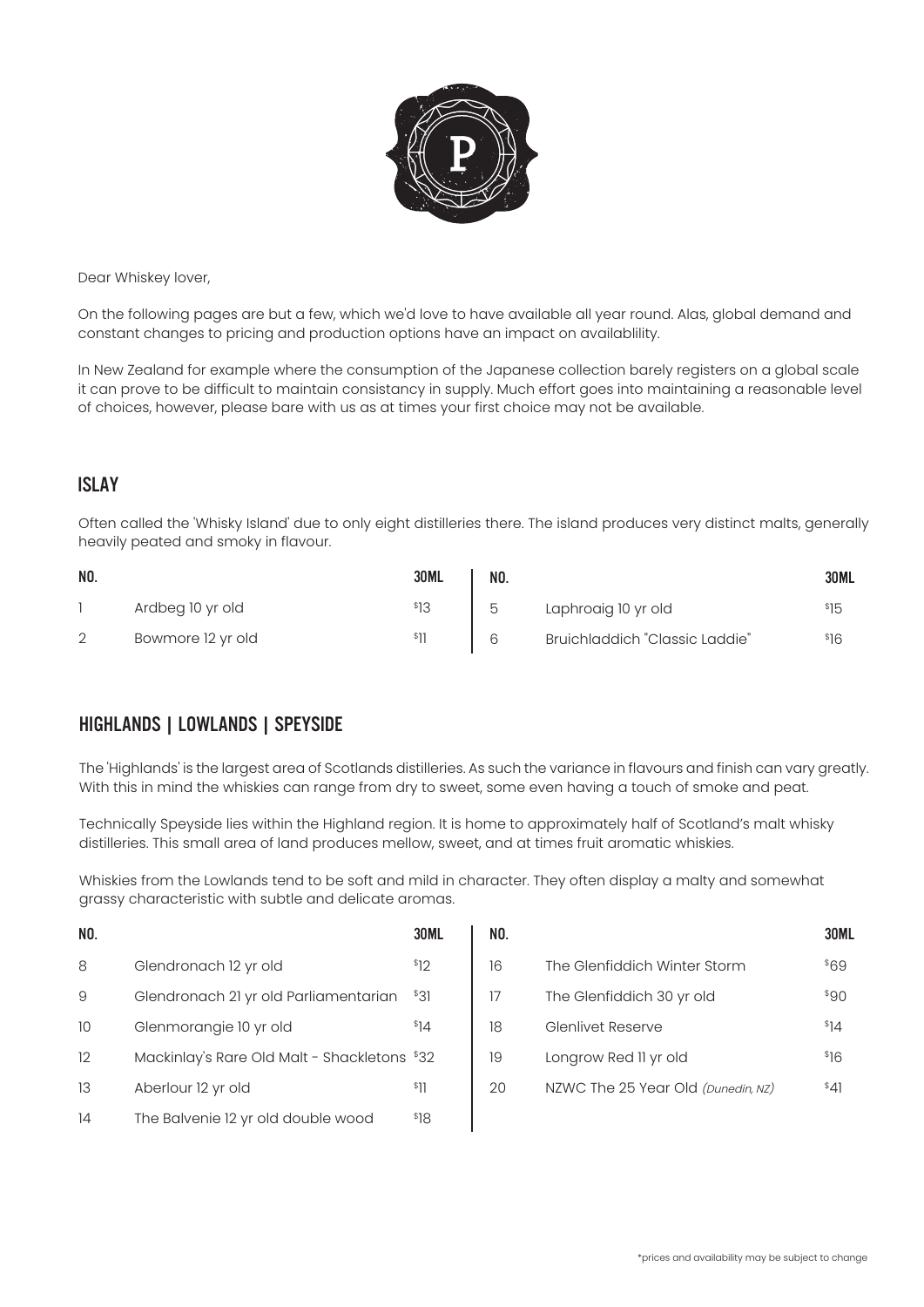Dear Whiskey lover,

On the following pages are but a few, which we'd love to have available all year round. Alas, global demand and constant changes to pricing and production options have an impact on availablility.

In New Zealand for example where the consumption of the Japanese collection barely registers on a global scale it can prove to be difficult to maintain consistancy in supply. Much effort goes into maintaining a reasonable level of choices, however, please bare with us as at times your first choice may not be available.

## ISLAY

Often called the 'Whisky Island' due to only eight distilleries there. The island produces very distinct malts, generally heavily peated and smoky in flavour.

| NO. | | 30ML |
|---|---|---|
| 1 | Ardbeg 10 yr old | $13 |
| 2 | Bowmore 12 yr old | $11 |
| 5 | Laphroaig 10 yr old | $15 |
| 6 | Bruichladdich "Classic Laddie" | $16 |

## HIGHLANDS | LOWLANDS | SPEYSIDE

The 'Highlands' is the largest area of Scotlands distilleries. As such the variance in flavours and finish can vary greatly. With this in mind the whiskies can range from dry to sweet, some even having a touch of smoke and peat.

Technically Speyside lies within the Highland region. It is home to approximately half of Scotland's malt whisky distilleries. This small area of land produces mellow, sweet, and at times fruit aromatic whiskies.

Whiskies from the Lowlands tend to be soft and mild in character. They often display a malty and somewhat grassy characteristic with subtle and delicate aromas.

| NO. | | 30ML |
|---|---|---|
| 8 | Glendronach 12 yr old | $12 |
| 9 | Glendronach 21 yr old Parliamentarian | $31 |
| 10 | Glenmorangie 10 yr old | $14 |
| 12 | Mackinlay's Rare Old Malt - Shackletons | $32 |
| 13 | Aberlour 12 yr old | $11 |
| 14 | The Balvenie 12 yr old double wood | $18 |
| 16 | The Glenfiddich Winter Storm | $69 |
| 17 | The Glenfiddich 30 yr old | $90 |
| 18 | Glenlivet Reserve | $14 |
| 19 | Longrow Red 11 yr old | $16 |
| 20 | NZWC The 25 Year Old *(Dunedin, NZ)* | $41 |

*prices and availability may be subject to change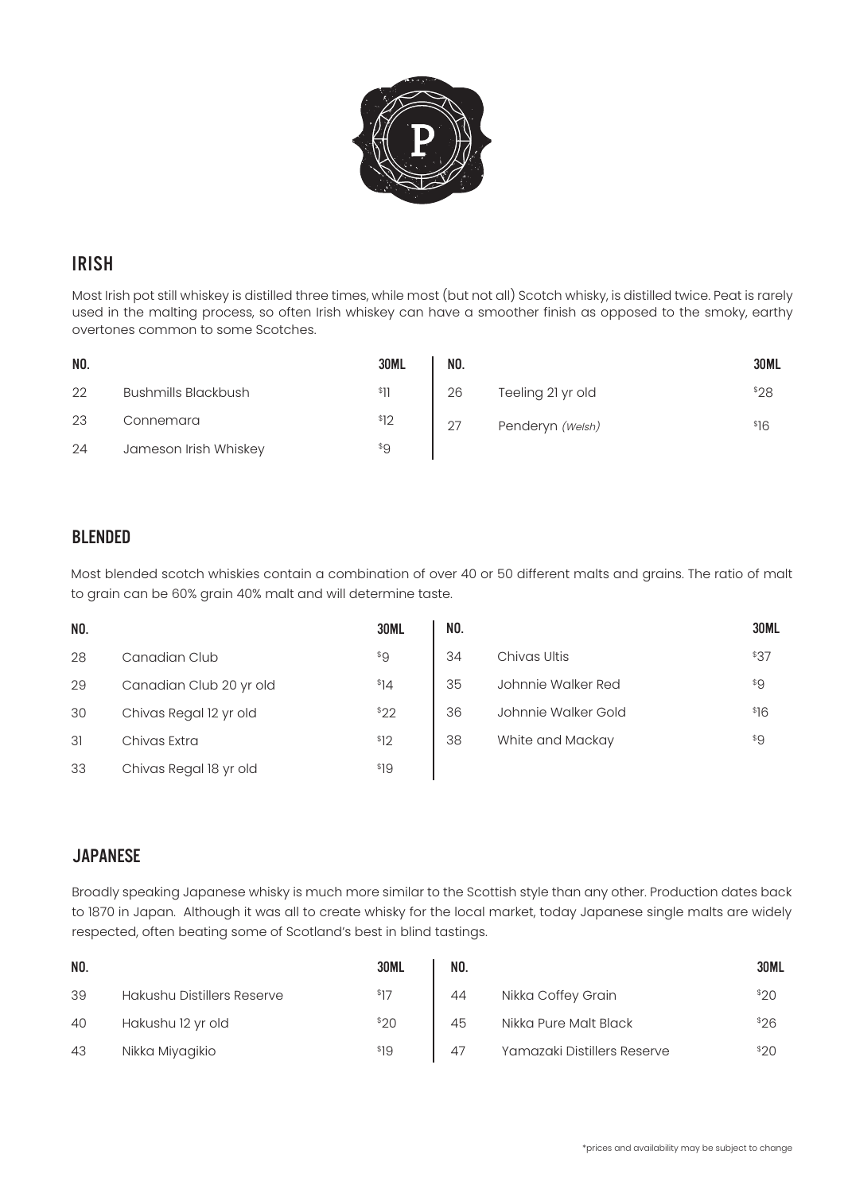## IRISH

Most Irish pot still whiskey is distilled three times, while most (but not all) Scotch whisky, is distilled twice. Peat is rarely used in the malting process, so often Irish whiskey can have a smoother finish as opposed to the smoky, earthy overtones common to some Scotches.

| NO. | | 30ML | NO. | | 30ML |
|---|---|---|---|---|---|
| 22 | Bushmills Blackbush | $11 | 26 | Teeling 21 yr old | $28 |
| 23 | Connemara | $12 | 27 | Penderyn *(Welsh)* | $16 |
| 24 | Jameson Irish Whiskey | $9 | | | |

## BLENDED

Most blended scotch whiskies contain a combination of over 40 or 50 different malts and grains. The ratio of malt to grain can be 60% grain 40% malt and will determine taste.

| NO. | | 30ML | NO. | | 30ML |
|---|---|---|---|---|---|
| 28 | Canadian Club | $9 | 34 | Chivas Ultis | $37 |
| 29 | Canadian Club 20 yr old | $14 | 35 | Johnnie Walker Red | $9 |
| 30 | Chivas Regal 12 yr old | $22 | 36 | Johnnie Walker Gold | $16 |
| 31 | Chivas Extra | $12 | 38 | White and Mackay | $9 |
| 33 | Chivas Regal 18 yr old | $19 | | | |

## JAPANESE

Broadly speaking Japanese whisky is much more similar to the Scottish style than any other. Production dates back to 1870 in Japan. Although it was all to create whisky for the local market, today Japanese single malts are widely respected, often beating some of Scotland's best in blind tastings.

| NO. | | 30ML | NO. | | 30ML |
|---|---|---|---|---|---|
| 39 | Hakushu Distillers Reserve | $17 | 44 | Nikka Coffey Grain | $20 |
| 40 | Hakushu 12 yr old | $20 | 45 | Nikka Pure Malt Black | $26 |
| 43 | Nikka Miyagikio | $19 | 47 | Yamazaki Distillers Reserve | $20 |

*prices and availability may be subject to change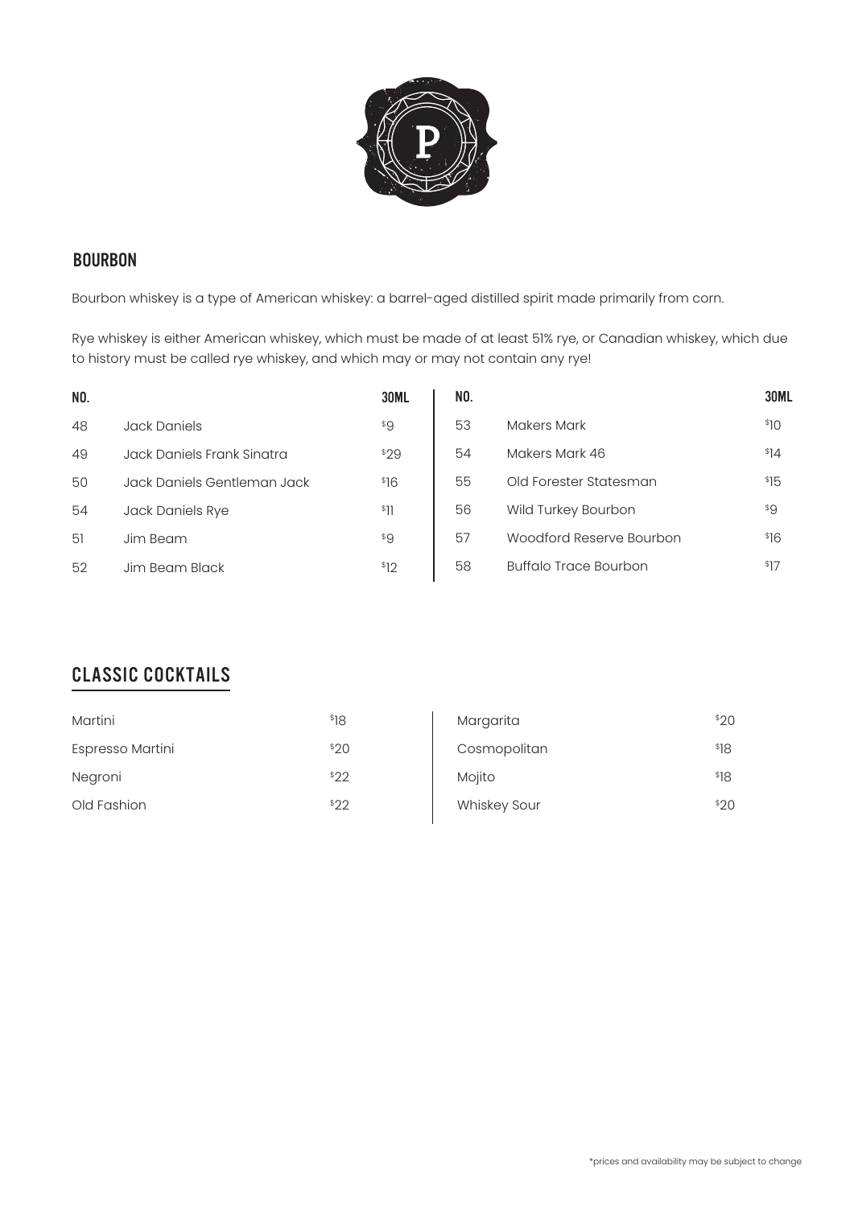## BOURBON

Bourbon whiskey is a type of American whiskey: a barrel-aged distilled spirit made primarily from corn.

Rye whiskey is either American whiskey, which must be made of at least 51% rye, or Canadian whiskey, which due to history must be called rye whiskey, and which may or may not contain any rye!

| NO. | | 30ML |
|---|---|---|
| 48 | Jack Daniels | $9 |
| 49 | Jack Daniels Frank Sinatra | $29 |
| 50 | Jack Daniels Gentleman Jack | $16 |
| 54 | Jack Daniels Rye | $11 |
| 51 | Jim Beam | $9 |
| 52 | Jim Beam Black | $12 |
| 53 | Makers Mark | $10 |
| 54 | Makers Mark 46 | $14 |
| 55 | Old Forester Statesman | $15 |
| 56 | Wild Turkey Bourbon | $9 |
| 57 | Woodford Reserve Bourbon | $16 |
| 58 | Buffalo Trace Bourbon | $17 |

## CLASSIC COCKTAILS

| | |
|---|---|
| Martini | $18 |
| Espresso Martini | $20 |
| Negroni | $22 |
| Old Fashion | $22 |
| Margarita | $20 |
| Cosmopolitan | $18 |
| Mojito | $18 |
| Whiskey Sour | $20 |

*prices and availability may be subject to change